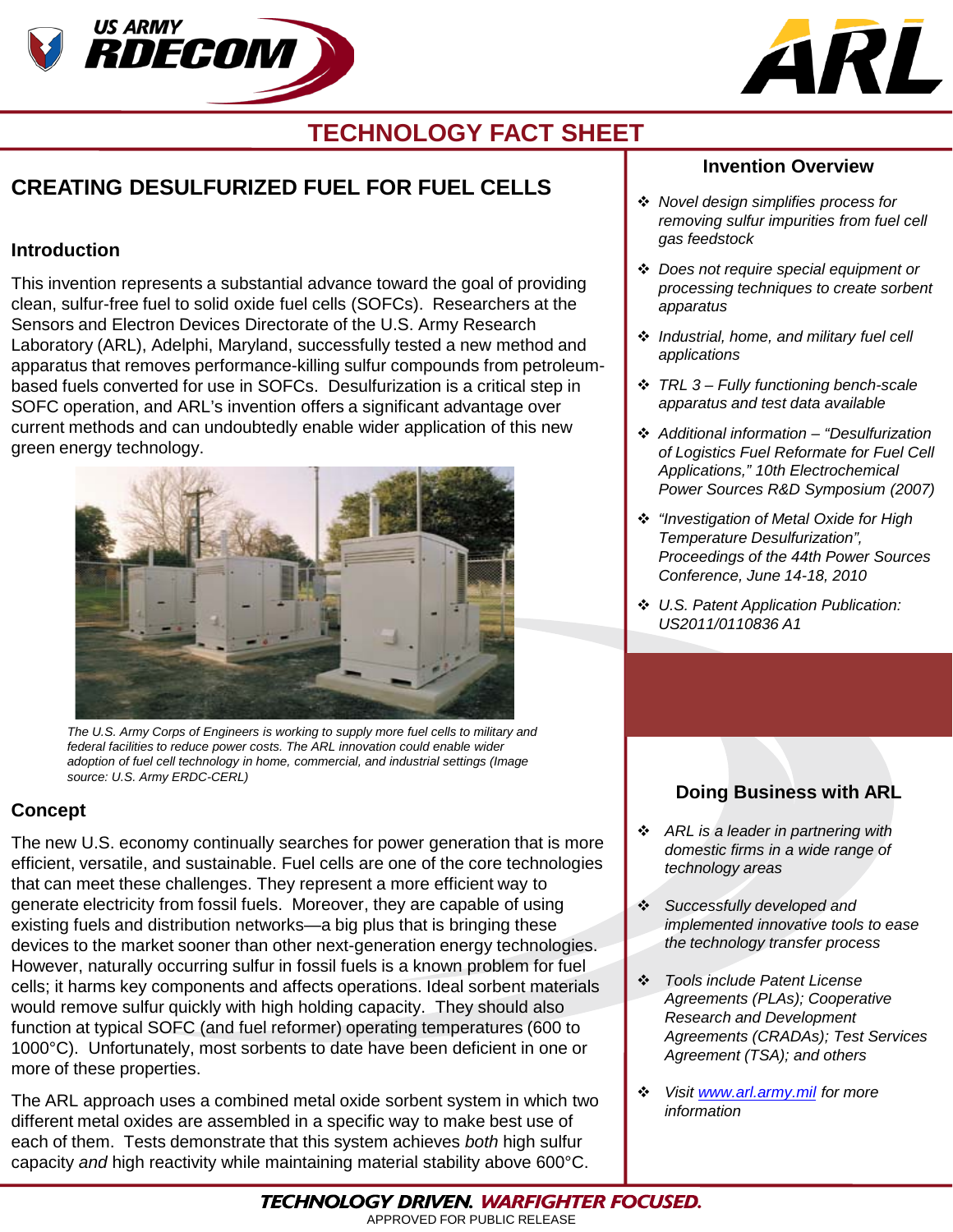# TECHNOLOGY FACT SHEET

## CREATING DESULFURIZED FUEL FOR FUEL CELLS

### Introduction

This invention represents a substantial advance toward the goal of providing clean, sulfur-free fuel to solid oxide fuel cells (SOFCs). Researchers at the Sensors and Electron Devices Directorate of the U.S. Army Research Laboratory (ARL), Adelphi, Maryland, successfully tested a new method and apparatus that removes performance-killing sulfur compounds from petroleum-based fuels converted for use in SOFCs. Desulfurization is a critical step in SOFC operation, and ARL's invention offers a significant advantage over current methods and can undoubtedly enable wider application of this new green energy technology.

*The U.S. Army Corps of Engineers is working to supply more fuel cells to military and federal facilities to reduce power costs. The ARL innovation could enable wider adoption of fuel cell technology in home, commercial, and industrial settings (Image source: U.S. Army ERDC-CERL)*

### Concept

The new U.S. economy continually searches for power generation that is more efficient, versatile, and sustainable. Fuel cells are one of the core technologies that can meet these challenges. They represent a more efficient way to generate electricity from fossil fuels. Moreover, they are capable of using existing fuels and distribution networks—a big plus that is bringing these devices to the market sooner than other next-generation energy technologies. However, naturally occurring sulfur in fossil fuels is a known problem for fuel cells; it harms key components and affects operations. Ideal sorbent materials would remove sulfur quickly with high holding capacity. They should also function at typical SOFC (and fuel reformer) operating temperatures (600 to 1000°C). Unfortunately, most sorbents to date have been deficient in one or more of these properties.

The ARL approach uses a combined metal oxide sorbent system in which two different metal oxides are assembled in a specific way to make best use of each of them. Tests demonstrate that this system achieves *both* high sulfur capacity *and* high reactivity while maintaining material stability above 600°C.

### Invention Overview

- *Novel design simplifies process for removing sulfur impurities from fuel cell gas feedstock*
- *Does not require special equipment or processing techniques to create sorbent apparatus*
- *Industrial, home, and military fuel cell applications*
- *TRL 3 – Fully functioning bench-scale apparatus and test data available*
- *Additional information – "Desulfurization of Logistics Fuel Reformate for Fuel Cell Applications," 10th Electrochemical Power Sources R&D Symposium (2007)*
- *"Investigation of Metal Oxide for High Temperature Desulfurization", Proceedings of the 44th Power Sources Conference, June 14-18, 2010*
- *U.S. Patent Application Publication: US2011/0110836 A1*

### Doing Business with ARL

- *ARL is a leader in partnering with domestic firms in a wide range of technology areas*
- *Successfully developed and implemented innovative tools to ease the technology transfer process*
- *Tools include Patent License Agreements (PLAs); Cooperative Research and Development Agreements (CRADAs); Test Services Agreement (TSA); and others*
- *Visit [www.arl.army.mil](http://www.arl.army.mil) for more information*

**TECHNOLOGY DRIVEN. WARFIGHTER FOCUSED.**

APPROVED FOR PUBLIC RELEASE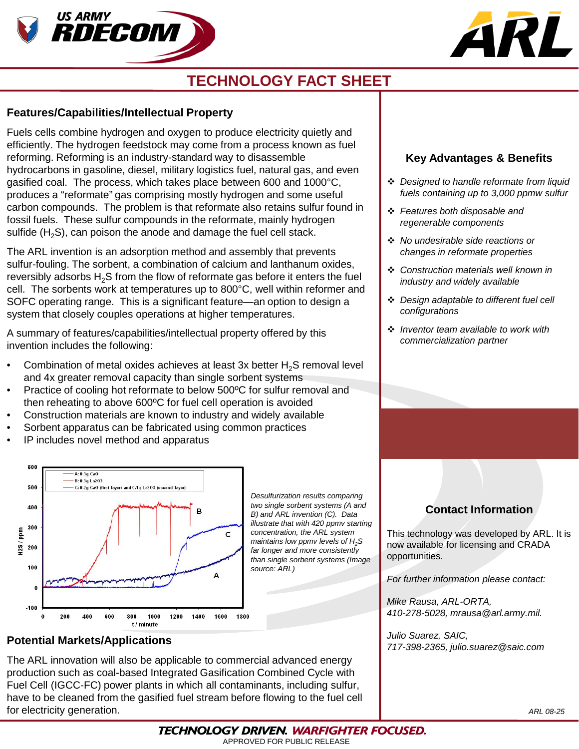# TECHNOLOGY FACT SHEET

## Features/Capabilities/Intellectual Property

Fuels cells combine hydrogen and oxygen to produce electricity quietly and efficiently. The hydrogen feedstock may come from a process known as fuel reforming. Reforming is an industry-standard way to disassemble hydrocarbons in gasoline, diesel, military logistics fuel, natural gas, and even gasified coal. The process, which takes place between 600 and 1000°C, produces a "reformate" gas comprising mostly hydrogen and some useful carbon compounds. The problem is that reformate also retains sulfur found in fossil fuels. These sulfur compounds in the reformate, mainly hydrogen sulfide ($H_2S$), can poison the anode and damage the fuel cell stack.

The ARL invention is an adsorption method and assembly that prevents sulfur-fouling. The sorbent, a combination of calcium and lanthanum oxides, reversibly adsorbs $H_2S$ from the flow of reformate gas before it enters the fuel cell. The sorbents work at temperatures up to 800°C, well within reformer and SOFC operating range. This is a significant feature—an option to design a system that closely couples operations at higher temperatures.

A summary of features/capabilities/intellectual property offered by this invention includes the following:

- Combination of metal oxides achieves at least 3x better $H_2S$ removal level and 4x greater removal capacity than single sorbent systems
- Practice of cooling hot reformate to below 500ºC for sulfur removal and then reheating to above 600ºC for fuel cell operation is avoided
- Construction materials are known to industry and widely available
- Sorbent apparatus can be fabricated using common practices
- IP includes novel method and apparatus

A: 0.3g CaO
B: 0.3g La2O3
C: 0.2g CaO (first layer) and 0.1g La2O3 (second layer)
H2S / ppm
t / minute
600, 500, 400, 300, 200, 100, 0, -100
0, 200, 400, 600, 800, 1000, 1200, 1400, 1600, 1800
A, B, C

*Desulfurization results comparing two single sorbent systems (A and B) and ARL invention (C). Data illustrate that with 420 ppmv starting concentration, the ARL system maintains low ppmv levels of $H_2S$ far longer and more consistently than single sorbent systems (Image source: ARL)*

## Potential Markets/Applications

The ARL innovation will also be applicable to commercial advanced energy production such as coal-based Integrated Gasification Combined Cycle with Fuel Cell (IGCC-FC) power plants in which all contaminants, including sulfur, have to be cleaned from the gasified fuel stream before flowing to the fuel cell for electricity generation.

## Key Advantages & Benefits

- *Designed to handle reformate from liquid fuels containing up to 3,000 ppmw sulfur*
- *Features both disposable and regenerable components*
- *No undesirable side reactions or changes in reformate properties*
- *Construction materials well known in industry and widely available*
- *Design adaptable to different fuel cell configurations*
- *Inventor team available to work with commercialization partner*

## Contact Information

This technology was developed by ARL. It is now available for licensing and CRADA opportunities.

*For further information please contact:*

*Mike Rausa, ARL-ORTA,*
*410-278-5028, mrausa@arl.army.mil.*

*Julio Suarez, SAIC,*
*717-398-2365, julio.suarez@saic.com*

*ARL 08-25*

**TECHNOLOGY DRIVEN. WARFIGHTER FOCUSED.**

APPROVED FOR PUBLIC RELEASE